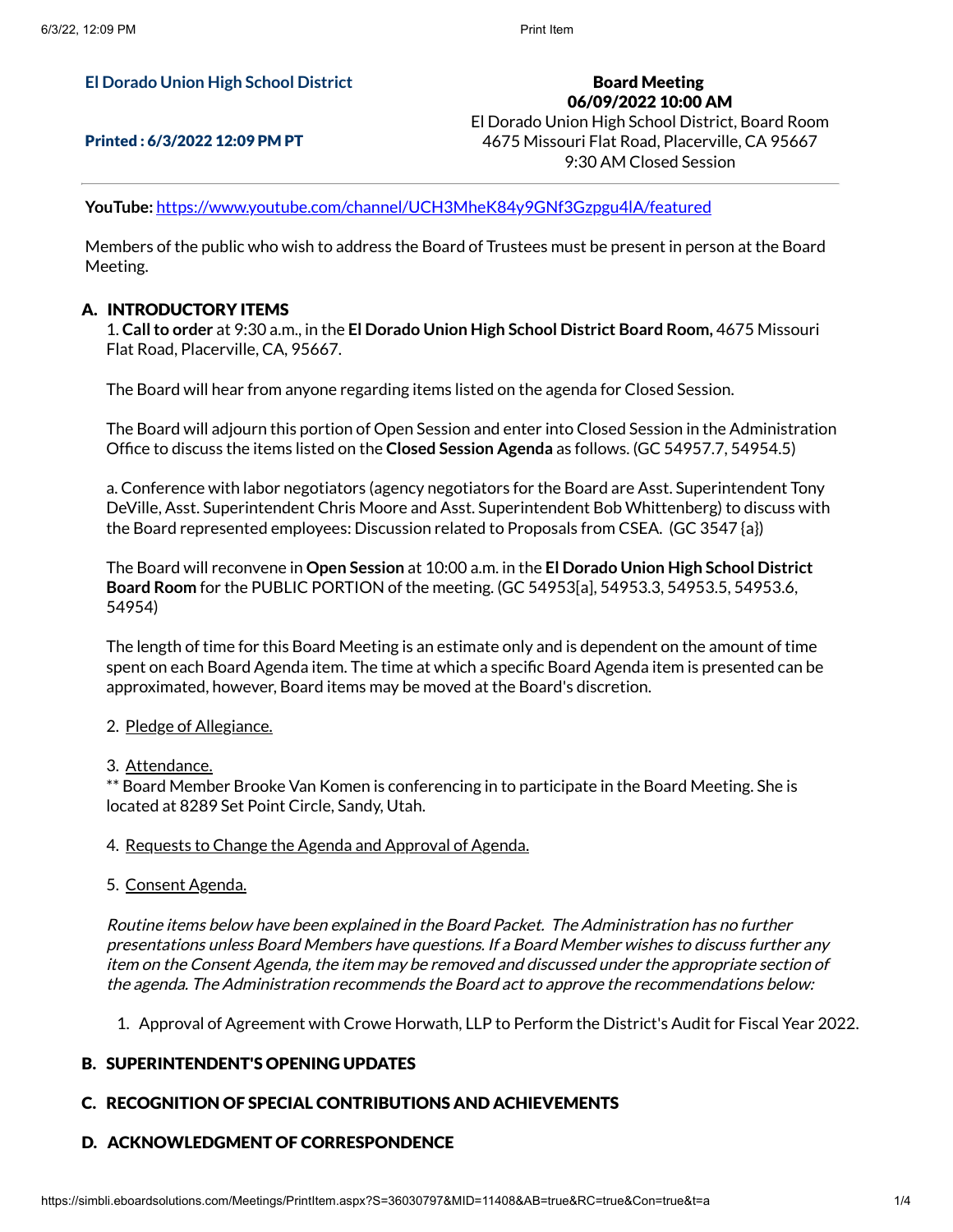**El Dorado Union High School District**

**Printed : 6/3/2022 12:09 PM PT**

**Board Meeting**
**06/09/2022 10:00 AM**
El Dorado Union High School District, Board Room
4675 Missouri Flat Road, Placerville, CA 95667
9:30 AM Closed Session

---

**YouTube:** https://www.youtube.com/channel/UCH3MheK84y9GNf3Gzpgu4lA/featured

Members of the public who wish to address the Board of Trustees must be present in person at the Board Meeting.

## A. INTRODUCTORY ITEMS

1. **Call to order** at 9:30 a.m., in the **El Dorado Union High School District Board Room,** 4675 Missouri Flat Road, Placerville, CA, 95667.

The Board will hear from anyone regarding items listed on the agenda for Closed Session.

The Board will adjourn this portion of Open Session and enter into Closed Session in the Administration Office to discuss the items listed on the **Closed Session Agenda** as follows. (GC 54957.7, 54954.5)

a. Conference with labor negotiators (agency negotiators for the Board are Asst. Superintendent Tony DeVille, Asst. Superintendent Chris Moore and Asst. Superintendent Bob Whittenberg) to discuss with the Board represented employees: Discussion related to Proposals from CSEA. (GC 3547 {a})

The Board will reconvene in **Open Session** at 10:00 a.m. in the **El Dorado Union High School District Board Room** for the PUBLIC PORTION of the meeting. (GC 54953[a], 54953.3, 54953.5, 54953.6, 54954)

The length of time for this Board Meeting is an estimate only and is dependent on the amount of time spent on each Board Agenda item. The time at which a specific Board Agenda item is presented can be approximated, however, Board items may be moved at the Board's discretion.

2. Pledge of Allegiance.

3. Attendance.
** Board Member Brooke Van Komen is conferencing in to participate in the Board Meeting. She is located at 8289 Set Point Circle, Sandy, Utah.

4. Requests to Change the Agenda and Approval of Agenda.

5. Consent Agenda.

*Routine items below have been explained in the Board Packet. The Administration has no further presentations unless Board Members have questions. If a Board Member wishes to discuss further any item on the Consent Agenda, the item may be removed and discussed under the appropriate section of the agenda. The Administration recommends the Board act to approve the recommendations below:*

1. Approval of Agreement with Crowe Horwath, LLP to Perform the District's Audit for Fiscal Year 2022.

## B. SUPERINTENDENT'S OPENING UPDATES

## C. RECOGNITION OF SPECIAL CONTRIBUTIONS AND ACHIEVEMENTS

## D. ACKNOWLEDGMENT OF CORRESPONDENCE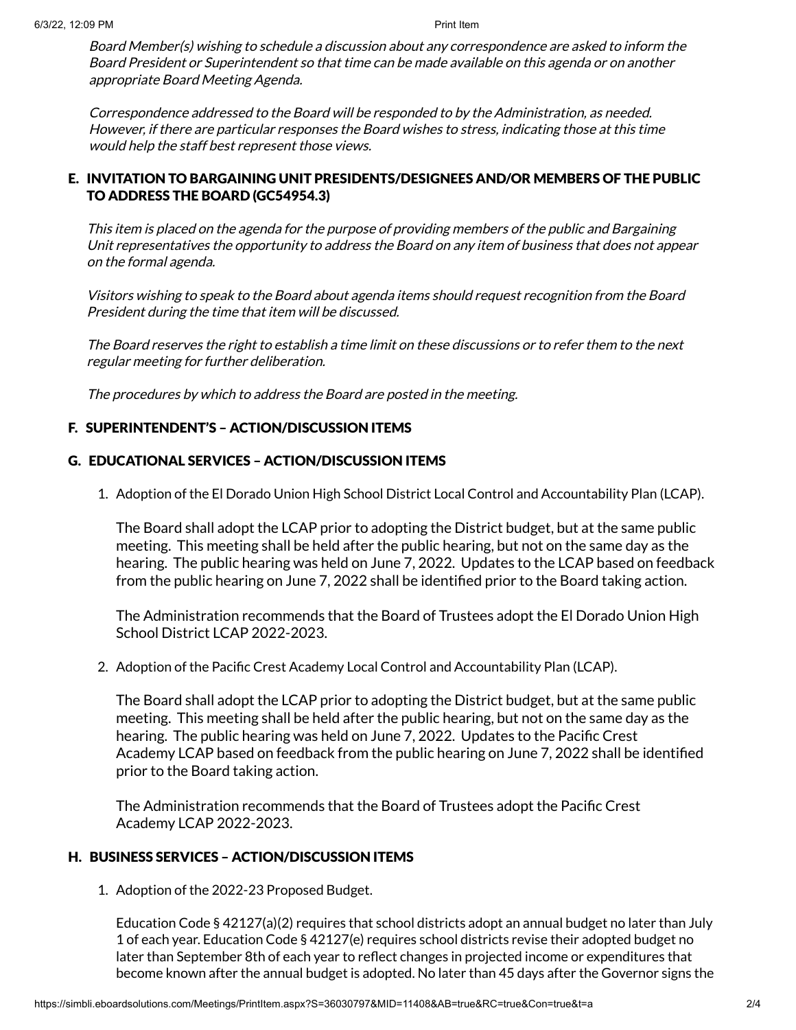*Board Member(s) wishing to schedule a discussion about any correspondence are asked to inform the Board President or Superintendent so that time can be made available on this agenda or on another appropriate Board Meeting Agenda.*

*Correspondence addressed to the Board will be responded to by the Administration, as needed. However, if there are particular responses the Board wishes to stress, indicating those at this time would help the staff best represent those views.*

## E. INVITATION TO BARGAINING UNIT PRESIDENTS/DESIGNEES AND/OR MEMBERS OF THE PUBLIC TO ADDRESS THE BOARD (GC54954.3)

*This item is placed on the agenda for the purpose of providing members of the public and Bargaining Unit representatives the opportunity to address the Board on any item of business that does not appear on the formal agenda.*

*Visitors wishing to speak to the Board about agenda items should request recognition from the Board President during the time that item will be discussed.*

*The Board reserves the right to establish a time limit on these discussions or to refer them to the next regular meeting for further deliberation.*

*The procedures by which to address the Board are posted in the meeting.*

## F. SUPERINTENDENT'S – ACTION/DISCUSSION ITEMS

## G. EDUCATIONAL SERVICES – ACTION/DISCUSSION ITEMS

1. Adoption of the El Dorado Union High School District Local Control and Accountability Plan (LCAP).

   The Board shall adopt the LCAP prior to adopting the District budget, but at the same public meeting. This meeting shall be held after the public hearing, but not on the same day as the hearing. The public hearing was held on June 7, 2022. Updates to the LCAP based on feedback from the public hearing on June 7, 2022 shall be identified prior to the Board taking action.

   The Administration recommends that the Board of Trustees adopt the El Dorado Union High School District LCAP 2022-2023.

2. Adoption of the Pacific Crest Academy Local Control and Accountability Plan (LCAP).

   The Board shall adopt the LCAP prior to adopting the District budget, but at the same public meeting. This meeting shall be held after the public hearing, but not on the same day as the hearing. The public hearing was held on June 7, 2022. Updates to the Pacific Crest Academy LCAP based on feedback from the public hearing on June 7, 2022 shall be identified prior to the Board taking action.

   The Administration recommends that the Board of Trustees adopt the Pacific Crest Academy LCAP 2022-2023.

## H. BUSINESS SERVICES – ACTION/DISCUSSION ITEMS

1. Adoption of the 2022-23 Proposed Budget.

   Education Code § 42127(a)(2) requires that school districts adopt an annual budget no later than July 1 of each year. Education Code § 42127(e) requires school districts revise their adopted budget no later than September 8th of each year to reflect changes in projected income or expenditures that become known after the annual budget is adopted. No later than 45 days after the Governor signs the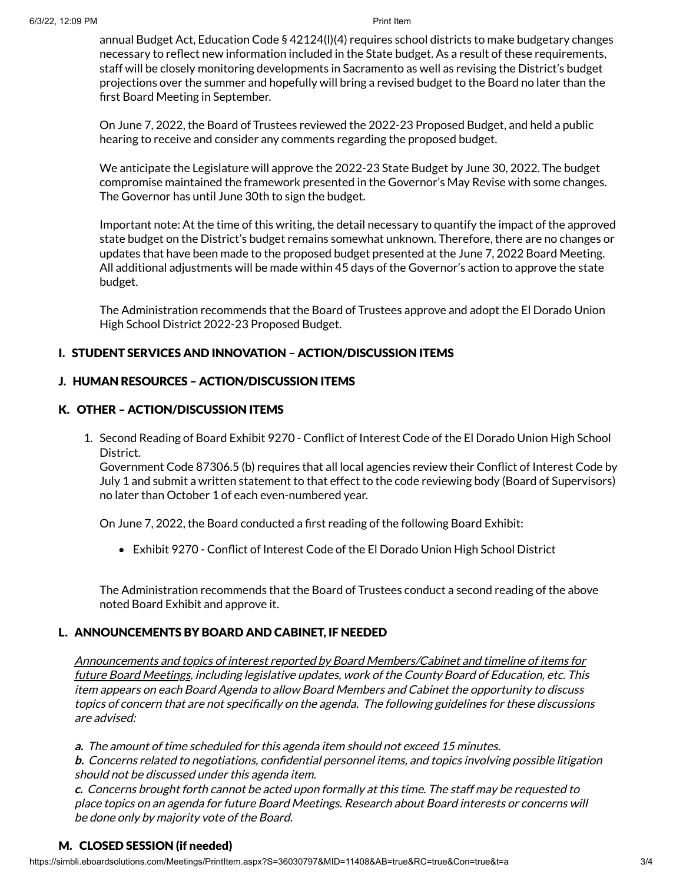annual Budget Act, Education Code § 42124(l)(4) requires school districts to make budgetary changes necessary to reflect new information included in the State budget. As a result of these requirements, staff will be closely monitoring developments in Sacramento as well as revising the District's budget projections over the summer and hopefully will bring a revised budget to the Board no later than the first Board Meeting in September.

On June 7, 2022, the Board of Trustees reviewed the 2022-23 Proposed Budget, and held a public hearing to receive and consider any comments regarding the proposed budget.

We anticipate the Legislature will approve the 2022-23 State Budget by June 30, 2022. The budget compromise maintained the framework presented in the Governor's May Revise with some changes. The Governor has until June 30th to sign the budget.

Important note: At the time of this writing, the detail necessary to quantify the impact of the approved state budget on the District's budget remains somewhat unknown. Therefore, there are no changes or updates that have been made to the proposed budget presented at the June 7, 2022 Board Meeting. All additional adjustments will be made within 45 days of the Governor's action to approve the state budget.

The Administration recommends that the Board of Trustees approve and adopt the El Dorado Union High School District 2022-23 Proposed Budget.

## I. STUDENT SERVICES AND INNOVATION – ACTION/DISCUSSION ITEMS

## J. HUMAN RESOURCES – ACTION/DISCUSSION ITEMS

## K. OTHER – ACTION/DISCUSSION ITEMS

1. Second Reading of Board Exhibit 9270 - Conflict of Interest Code of the El Dorado Union High School District.
   Government Code 87306.5 (b) requires that all local agencies review their Conflict of Interest Code by July 1 and submit a written statement to that effect to the code reviewing body (Board of Supervisors) no later than October 1 of each even-numbered year.

   On June 7, 2022, the Board conducted a first reading of the following Board Exhibit:

   - Exhibit 9270 - Conflict of Interest Code of the El Dorado Union High School District

   The Administration recommends that the Board of Trustees conduct a second reading of the above noted Board Exhibit and approve it.

## L. ANNOUNCEMENTS BY BOARD AND CABINET, IF NEEDED

*Announcements and topics of interest reported by Board Members/Cabinet and timeline of items for future Board Meetings, including legislative updates, work of the County Board of Education, etc. This item appears on each Board Agenda to allow Board Members and Cabinet the opportunity to discuss topics of concern that are not specifically on the agenda. The following guidelines for these discussions are advised:*

***a.*** *The amount of time scheduled for this agenda item should not exceed 15 minutes.*
***b.*** *Concerns related to negotiations, confidential personnel items, and topics involving possible litigation should not be discussed under this agenda item.*
***c.*** *Concerns brought forth cannot be acted upon formally at this time. The staff may be requested to place topics on an agenda for future Board Meetings. Research about Board interests or concerns will be done only by majority vote of the Board.*

## M. CLOSED SESSION (if needed)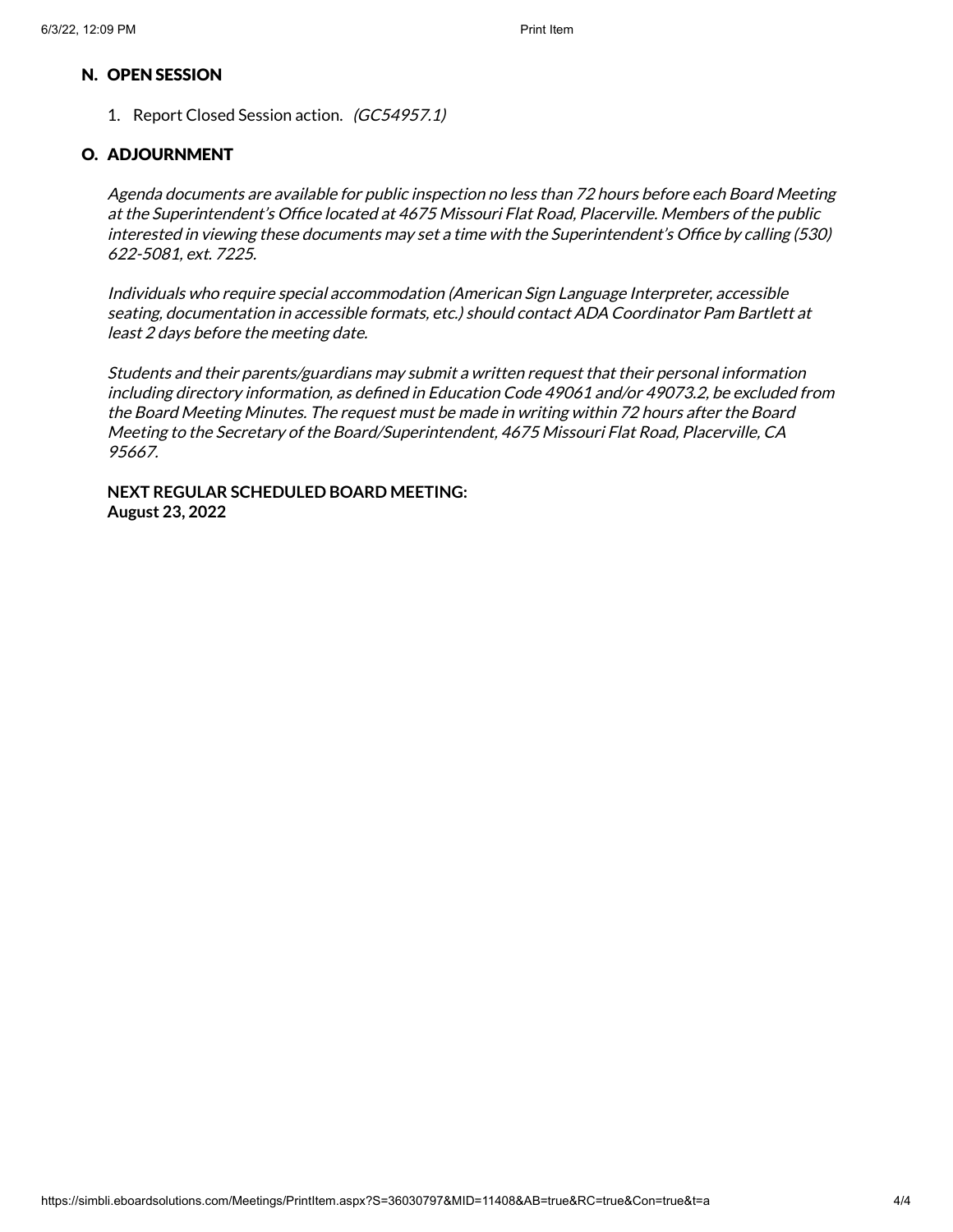## N. OPEN SESSION

1. Report Closed Session action. *(GC54957.1)*

## O. ADJOURNMENT

*Agenda documents are available for public inspection no less than 72 hours before each Board Meeting at the Superintendent's Office located at 4675 Missouri Flat Road, Placerville. Members of the public interested in viewing these documents may set a time with the Superintendent's Office by calling (530) 622-5081, ext. 7225.*

*Individuals who require special accommodation (American Sign Language Interpreter, accessible seating, documentation in accessible formats, etc.) should contact ADA Coordinator Pam Bartlett at least 2 days before the meeting date.*

*Students and their parents/guardians may submit a written request that their personal information including directory information, as defined in Education Code 49061 and/or 49073.2, be excluded from the Board Meeting Minutes. The request must be made in writing within 72 hours after the Board Meeting to the Secretary of the Board/Superintendent, 4675 Missouri Flat Road, Placerville, CA 95667.*

**NEXT REGULAR SCHEDULED BOARD MEETING:**
**August 23, 2022**